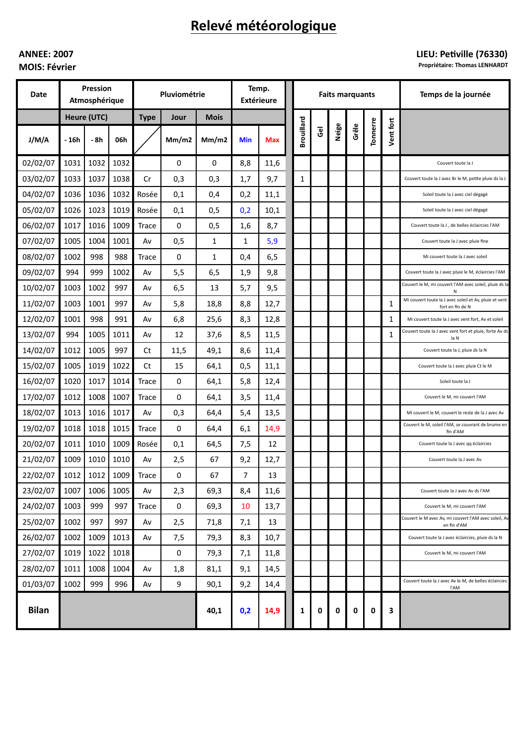# Relevé météorologique

**ANNEE: 2007**
**MOIS: Février**

**LIEU: Petiville (76330)**
**Propriétaire: Thomas LENHARDT**

| Date | Pression Atmosphérique | | | Pluviométrie | | | Temp. Extérieure | | Faits marquants | | | | | | Temps de la journée |
|---|---|---|---|---|---|---|---|---|---|---|---|---|---|---|---|
| | Heure (UTC) | | | Type | Jour | Mois | | | | | | | | | |
| J/M/A | - 16h | - 8h | 06h | | Mm/m2 | Mm/m2 | Min | Max | Brouillard | Gel | Neige | Grêle | Tonnerre | Vent fort | |
| 02/02/07 | 1031 | 1032 | 1032 | | 0 | 0 | 8,8 | 11,6 | | | | | | | Couvert toute la J |
| 03/02/07 | 1033 | 1037 | 1038 | Cr | 0,3 | 0,3 | 1,7 | 9,7 | 1 | | | | | | Couvert toute la J avec Br le M, petite pluie ds la J |
| 04/02/07 | 1036 | 1036 | 1032 | Rosée | 0,1 | 0,4 | 0,2 | 11,1 | | | | | | | Soleil toute la J avec ciel dégagé |
| 05/02/07 | 1026 | 1023 | 1019 | Rosée | 0,1 | 0,5 | 0,2 | 10,1 | | | | | | | Soleil toute la J avec ciel dégagé |
| 06/02/07 | 1017 | 1016 | 1009 | Trace | 0 | 0,5 | 1,6 | 8,7 | | | | | | | Couvert toute la J , de belles éclaircies l'AM |
| 07/02/07 | 1005 | 1004 | 1001 | Av | 0,5 | 1 | 1 | 5,9 | | | | | | | Couvert toute la J avec pluie fine |
| 08/02/07 | 1002 | 998 | 988 | Trace | 0 | 1 | 0,4 | 6,5 | | | | | | | Mi couvert toute la J avec soleil |
| 09/02/07 | 994 | 999 | 1002 | Av | 5,5 | 6,5 | 1,9 | 9,8 | | | | | | | Couvert toute la J avec pluie le M, éclaircies l'AM |
| 10/02/07 | 1003 | 1002 | 997 | Av | 6,5 | 13 | 5,7 | 9,5 | | | | | | | Couvert le M, mi couvert l'AM avec soleil, pluie ds la N |
| 11/02/07 | 1003 | 1001 | 997 | Av | 5,8 | 18,8 | 8,8 | 12,7 | | | | | | 1 | Mi couvert toute la J avec soleil et Av, pluie et vent fort en fin de N |
| 12/02/07 | 1001 | 998 | 991 | Av | 6,8 | 25,6 | 8,3 | 12,8 | | | | | | 1 | Mi couvert toute la J avec vent fort, Av et soleil |
| 13/02/07 | 994 | 1005 | 1011 | Av | 12 | 37,6 | 8,5 | 11,5 | | | | | | 1 | Couvert toute la J avec vent fort et pluie, forte Av ds la N |
| 14/02/07 | 1012 | 1005 | 997 | Ct | 11,5 | 49,1 | 8,6 | 11,4 | | | | | | | Couvert toute la J, pluie ds la N |
| 15/02/07 | 1005 | 1019 | 1022 | Ct | 15 | 64,1 | 0,5 | 11,1 | | | | | | | Couvert toute la J avec pluie Ct le M |
| 16/02/07 | 1020 | 1017 | 1014 | Trace | 0 | 64,1 | 5,8 | 12,4 | | | | | | | Soleil toute la J |
| 17/02/07 | 1012 | 1008 | 1007 | Trace | 0 | 64,1 | 3,5 | 11,4 | | | | | | | Couvert le M, mi couvert l'AM |
| 18/02/07 | 1013 | 1016 | 1017 | Av | 0,3 | 64,4 | 5,4 | 13,5 | | | | | | | Mi couvert le M, couvert le reste de la J avec Av |
| 19/02/07 | 1018 | 1018 | 1015 | Trace | 0 | 64,4 | 6,1 | 14,9 | | | | | | | Couvert le M, soleil l'AM, se couvrant de brume en fin d'AM |
| 20/02/07 | 1011 | 1010 | 1009 | Rosée | 0,1 | 64,5 | 7,5 | 12 | | | | | | | Couvert toute la J avec qq éclaircies |
| 21/02/07 | 1009 | 1010 | 1010 | Av | 2,5 | 67 | 9,2 | 12,7 | | | | | | | Couvert toute la J avec Av |
| 22/02/07 | 1012 | 1012 | 1009 | Trace | 0 | 67 | 7 | 13 | | | | | | | |
| 23/02/07 | 1007 | 1006 | 1005 | Av | 2,3 | 69,3 | 8,4 | 11,6 | | | | | | | Couvert toute la J avec Av ds l'AM |
| 24/02/07 | 1003 | 999 | 997 | Trace | 0 | 69,3 | 10 | 13,7 | | | | | | | Couvert le M, mi couvert l'AM |
| 25/02/07 | 1002 | 997 | 997 | Av | 2,5 | 71,8 | 7,1 | 13 | | | | | | | Couvert le M avec Av, mi couvert l'AM avec soleil, Av en fin d'AM |
| 26/02/07 | 1002 | 1009 | 1013 | Av | 7,5 | 79,3 | 8,3 | 10,7 | | | | | | | Couvert toute la J avec éclaircies, pluie ds la N |
| 27/02/07 | 1019 | 1022 | 1018 | | 0 | 79,3 | 7,1 | 11,8 | | | | | | | Couvert le M, mi couvert l'AM |
| 28/02/07 | 1011 | 1008 | 1004 | Av | 1,8 | 81,1 | 9,1 | 14,5 | | | | | | | |
| 01/03/07 | 1002 | 999 | 996 | Av | 9 | 90,1 | 9,2 | 14,4 | | | | | | | Couvert toute la J avec Av le M, de belles éclaircies l'AM |
| **Bilan** | | | | | | **40,1** | **0,2** | **14,9** | **1** | **0** | **0** | **0** | **0** | **3** | |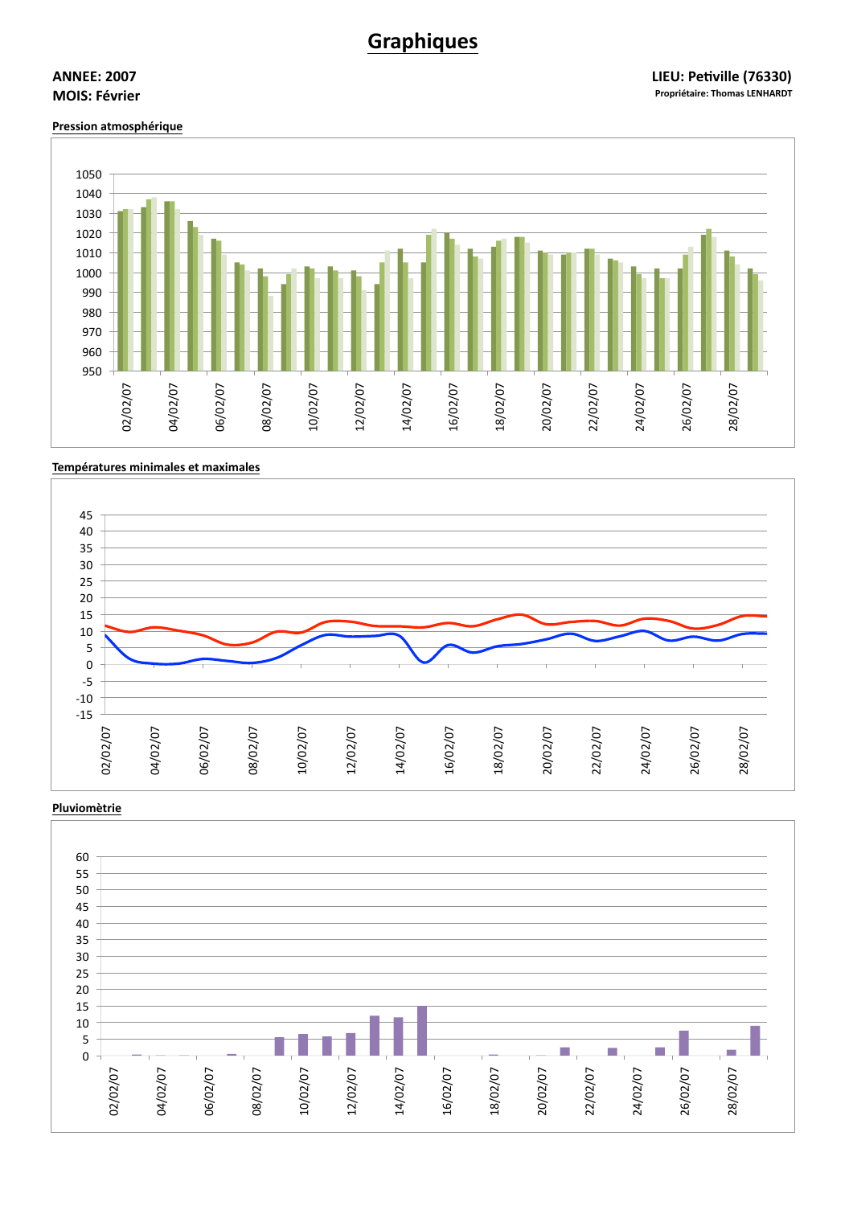# Graphiques

**ANNEE: 2007**
**MOIS: Février**

**LIEU: Petiville (76330)**
**Propriétaire: Thomas LENHARDT**

## Pression atmosphérique

1050
1040
1030
1020
1010
1000
990
980
970
960
950

02/02/07 04/02/07 06/02/07 08/02/07 10/02/07 12/02/07 14/02/07 16/02/07 18/02/07 20/02/07 22/02/07 24/02/07 26/02/07 28/02/07

## Températures minimales et maximales

45
40
35
30
25
20
15
10
5
0
-5
-10
-15

02/02/07 04/02/07 06/02/07 08/02/07 10/02/07 12/02/07 14/02/07 16/02/07 18/02/07 20/02/07 22/02/07 24/02/07 26/02/07 28/02/07

## Pluviomètrie

60
55
50
45
40
35
30
25
20
15
10
5
0

02/02/07 04/02/07 06/02/07 08/02/07 10/02/07 12/02/07 14/02/07 16/02/07 18/02/07 20/02/07 22/02/07 24/02/07 26/02/07 28/02/07